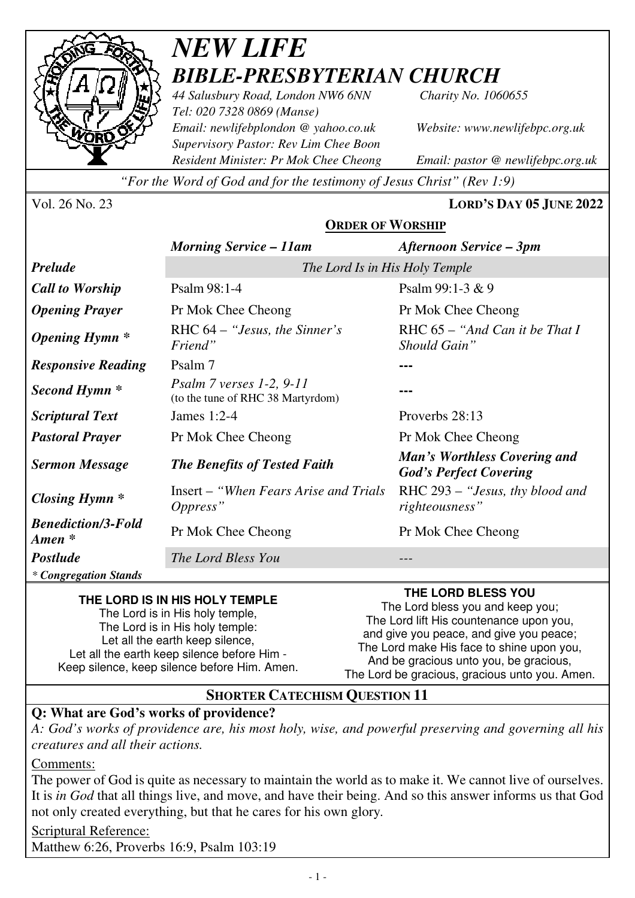# *NEW LIFE*
# *BIBLE-PRESBYTERIAN CHURCH*

*44 Salusbury Road, London NW6 6NN* *Charity No. 1060655*
*Tel: 020 7328 0869 (Manse)*
*Email: newlifebplondon @ yahoo.co.uk* *Website: www.newlifebpc.org.uk*
*Supervisory Pastor: Rev Lim Chee Boon*
*Resident Minister: Pr Mok Chee Cheong* *Email: pastor @ newlifebpc.org.uk*

*"For the Word of God and for the testimony of Jesus Christ" (Rev 1:9)*

Vol. 26 No. 23 **LORD'S DAY 05 JUNE 2022**

## ORDER OF WORSHIP

| | *Morning Service – 11am* | *Afternoon Service – 3pm* |
|---|---|---|
| ***Prelude*** | *The Lord Is in His Holy Temple* | |
| ***Call to Worship*** | Psalm 98:1-4 | Psalm 99:1-3 & 9 |
| ***Opening Prayer*** | Pr Mok Chee Cheong | Pr Mok Chee Cheong |
| ***Opening Hymn **** | RHC 64 – *"Jesus, the Sinner's Friend"* | RHC 65 – *"And Can it be That I Should Gain"* |
| ***Responsive Reading*** | Psalm 7 | --- |
| ***Second Hymn **** | *Psalm 7 verses 1-2, 9-11* (to the tune of RHC 38 Martyrdom) | --- |
| ***Scriptural Text*** | James 1:2-4 | Proverbs 28:13 |
| ***Pastoral Prayer*** | Pr Mok Chee Cheong | Pr Mok Chee Cheong |
| ***Sermon Message*** | ***The Benefits of Tested Faith*** | ***Man's Worthless Covering and God's Perfect Covering*** |
| ***Closing Hymn **** | Insert – *"When Fears Arise and Trials Oppress"* | RHC 293 – *"Jesus, thy blood and righteousness"* |
| ***Benediction/3-Fold Amen **** | Pr Mok Chee Cheong | Pr Mok Chee Cheong |
| ***Postlude*** | *The Lord Bless You* | --- |

*\* Congregation Stands*

**THE LORD IS IN HIS HOLY TEMPLE**

The Lord is in His holy temple,
The Lord is in His holy temple:
Let all the earth keep silence,
Let all the earth keep silence before Him -
Keep silence, keep silence before Him. Amen.

**THE LORD BLESS YOU**

The Lord bless you and keep you;
The Lord lift His countenance upon you,
and give you peace, and give you peace;
The Lord make His face to shine upon you,
And be gracious unto you, be gracious,
The Lord be gracious, gracious unto you. Amen.

## SHORTER CATECHISM QUESTION 11

**Q: What are God's works of providence?**

*A: God's works of providence are, his most holy, wise, and powerful preserving and governing all his creatures and all their actions.*

Comments:

The power of God is quite as necessary to maintain the world as to make it. We cannot live of ourselves. It is *in God* that all things live, and move, and have their being. And so this answer informs us that God not only created everything, but that he cares for his own glory.

Scriptural Reference:

Matthew 6:26, Proverbs 16:9, Psalm 103:19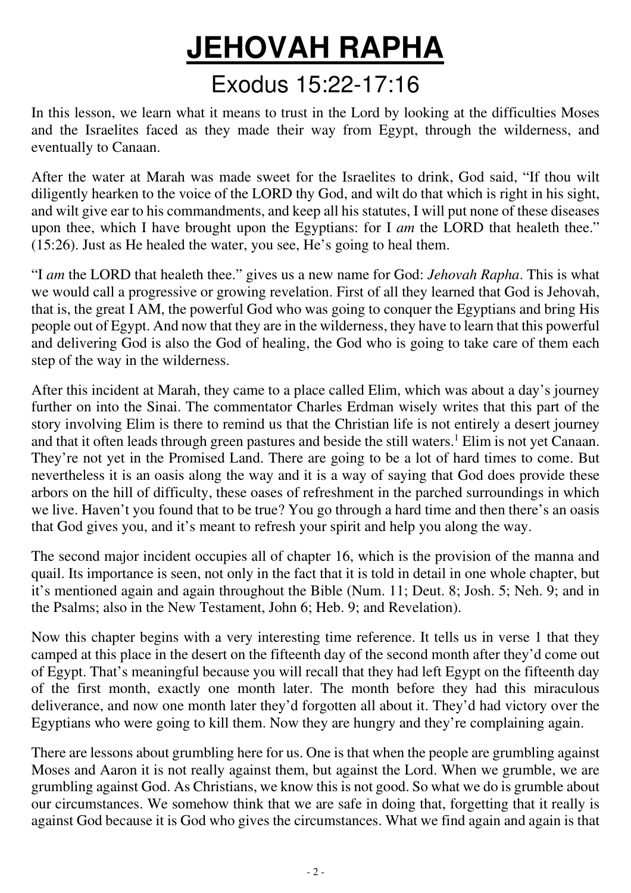# JEHOVAH RAPHA

## Exodus 15:22-17:16

In this lesson, we learn what it means to trust in the Lord by looking at the difficulties Moses and the Israelites faced as they made their way from Egypt, through the wilderness, and eventually to Canaan.

After the water at Marah was made sweet for the Israelites to drink, God said, "If thou wilt diligently hearken to the voice of the LORD thy God, and wilt do that which is right in his sight, and wilt give ear to his commandments, and keep all his statutes, I will put none of these diseases upon thee, which I have brought upon the Egyptians: for I *am* the LORD that healeth thee." (15:26). Just as He healed the water, you see, He's going to heal them.

"I *am* the LORD that healeth thee." gives us a new name for God: *Jehovah Rapha*. This is what we would call a progressive or growing revelation. First of all they learned that God is Jehovah, that is, the great I AM, the powerful God who was going to conquer the Egyptians and bring His people out of Egypt. And now that they are in the wilderness, they have to learn that this powerful and delivering God is also the God of healing, the God who is going to take care of them each step of the way in the wilderness.

After this incident at Marah, they came to a place called Elim, which was about a day's journey further on into the Sinai. The commentator Charles Erdman wisely writes that this part of the story involving Elim is there to remind us that the Christian life is not entirely a desert journey and that it often leads through green pastures and beside the still waters.[1] Elim is not yet Canaan. They're not yet in the Promised Land. There are going to be a lot of hard times to come. But nevertheless it is an oasis along the way and it is a way of saying that God does provide these arbors on the hill of difficulty, these oases of refreshment in the parched surroundings in which we live. Haven't you found that to be true? You go through a hard time and then there's an oasis that God gives you, and it's meant to refresh your spirit and help you along the way.

The second major incident occupies all of chapter 16, which is the provision of the manna and quail. Its importance is seen, not only in the fact that it is told in detail in one whole chapter, but it's mentioned again and again throughout the Bible (Num. 11; Deut. 8; Josh. 5; Neh. 9; and in the Psalms; also in the New Testament, John 6; Heb. 9; and Revelation).

Now this chapter begins with a very interesting time reference. It tells us in verse 1 that they camped at this place in the desert on the fifteenth day of the second month after they'd come out of Egypt. That's meaningful because you will recall that they had left Egypt on the fifteenth day of the first month, exactly one month later. The month before they had this miraculous deliverance, and now one month later they'd forgotten all about it. They'd had victory over the Egyptians who were going to kill them. Now they are hungry and they're complaining again.

There are lessons about grumbling here for us. One is that when the people are grumbling against Moses and Aaron it is not really against them, but against the Lord. When we grumble, we are grumbling against God. As Christians, we know this is not good. So what we do is grumble about our circumstances. We somehow think that we are safe in doing that, forgetting that it really is against God because it is God who gives the circumstances. What we find again and again is that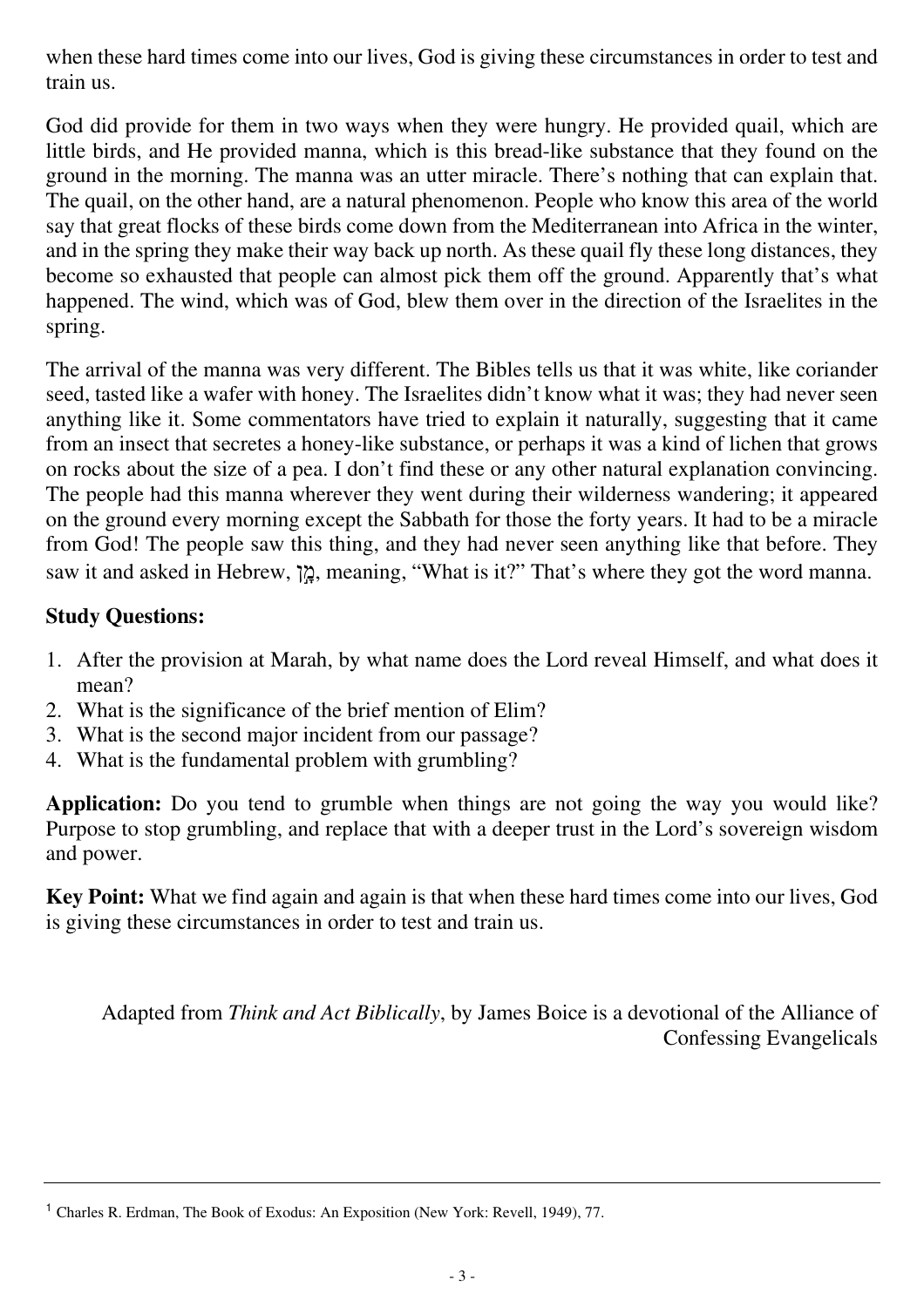when these hard times come into our lives, God is giving these circumstances in order to test and train us.

God did provide for them in two ways when they were hungry. He provided quail, which are little birds, and He provided manna, which is this bread-like substance that they found on the ground in the morning. The manna was an utter miracle. There's nothing that can explain that. The quail, on the other hand, are a natural phenomenon. People who know this area of the world say that great flocks of these birds come down from the Mediterranean into Africa in the winter, and in the spring they make their way back up north. As these quail fly these long distances, they become so exhausted that people can almost pick them off the ground. Apparently that's what happened. The wind, which was of God, blew them over in the direction of the Israelites in the spring.

The arrival of the manna was very different. The Bibles tells us that it was white, like coriander seed, tasted like a wafer with honey. The Israelites didn't know what it was; they had never seen anything like it. Some commentators have tried to explain it naturally, suggesting that it came from an insect that secretes a honey-like substance, or perhaps it was a kind of lichen that grows on rocks about the size of a pea. I don't find these or any other natural explanation convincing. The people had this manna wherever they went during their wilderness wandering; it appeared on the ground every morning except the Sabbath for those the forty years. It had to be a miracle from God! The people saw this thing, and they had never seen anything like that before. They saw it and asked in Hebrew, מָן, meaning, "What is it?" That's where they got the word manna.

**Study Questions:**

1. After the provision at Marah, by what name does the Lord reveal Himself, and what does it mean?
2. What is the significance of the brief mention of Elim?
3. What is the second major incident from our passage?
4. What is the fundamental problem with grumbling?

**Application:** Do you tend to grumble when things are not going the way you would like? Purpose to stop grumbling, and replace that with a deeper trust in the Lord's sovereign wisdom and power.

**Key Point:** What we find again and again is that when these hard times come into our lives, God is giving these circumstances in order to test and train us.

Adapted from *Think and Act Biblically*, by James Boice is a devotional of the Alliance of Confessing Evangelicals

---

[1] Charles R. Erdman, The Book of Exodus: An Exposition (New York: Revell, 1949), 77.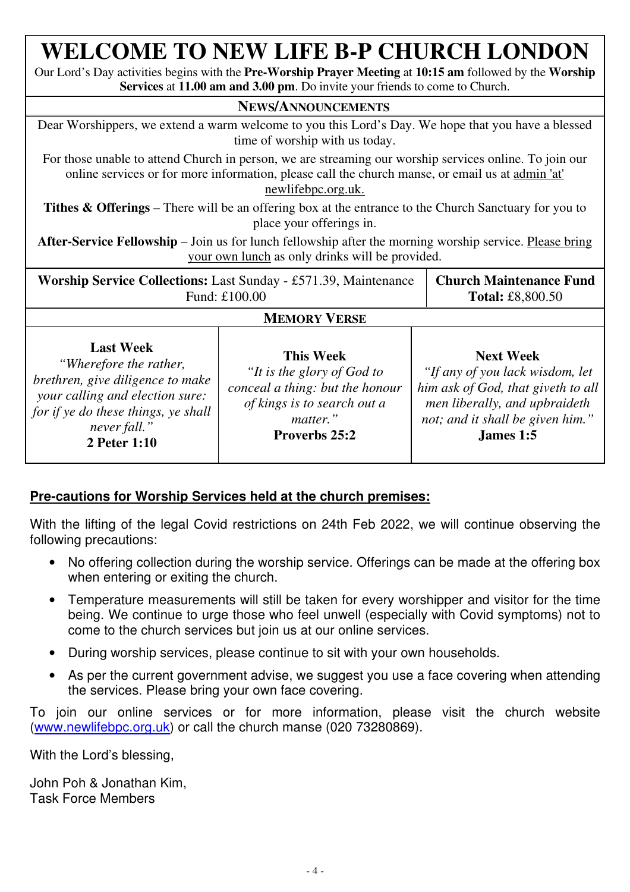# WELCOME TO NEW LIFE B-P CHURCH LONDON

Our Lord's Day activities begins with the **Pre-Worship Prayer Meeting** at **10:15 am** followed by the **Worship Services** at **11.00 am and 3.00 pm**. Do invite your friends to come to Church.

## NEWS/ANNOUNCEMENTS

Dear Worshippers, we extend a warm welcome to you this Lord's Day. We hope that you have a blessed time of worship with us today.

For those unable to attend Church in person, we are streaming our worship services online. To join our online services or for more information, please call the church manse, or email us at admin 'at' newlifebpc.org.uk.

**Tithes & Offerings** – There will be an offering box at the entrance to the Church Sanctuary for you to place your offerings in.

**After-Service Fellowship** – Join us for lunch fellowship after the morning worship service. Please bring your own lunch as only drinks will be provided.

| | |
|---|---|
| **Worship Service Collections:** Last Sunday - £571.39, Maintenance Fund: £100.00 | **Church Maintenance Fund Total:** £8,800.50 |

## MEMORY VERSE

| Last Week | This Week | Next Week |
|---|---|---|
| *"Wherefore the rather, brethren, give diligence to make your calling and election sure: for if ye do these things, ye shall never fall."* **2 Peter 1:10** | *"It is the glory of God to conceal a thing: but the honour of kings is to search out a matter."* **Proverbs 25:2** | *"If any of you lack wisdom, let him ask of God, that giveth to all men liberally, and upbraideth not; and it shall be given him."* **James 1:5** |

**Pre-cautions for Worship Services held at the church premises:**

With the lifting of the legal Covid restrictions on 24th Feb 2022, we will continue observing the following precautions:

- No offering collection during the worship service. Offerings can be made at the offering box when entering or exiting the church.
- Temperature measurements will still be taken for every worshipper and visitor for the time being. We continue to urge those who feel unwell (especially with Covid symptoms) not to come to the church services but join us at our online services.
- During worship services, please continue to sit with your own households.
- As per the current government advise, we suggest you use a face covering when attending the services. Please bring your own face covering.

To join our online services or for more information, please visit the church website (www.newlifebpc.org.uk) or call the church manse (020 73280869).

With the Lord's blessing,

John Poh & Jonathan Kim,
Task Force Members